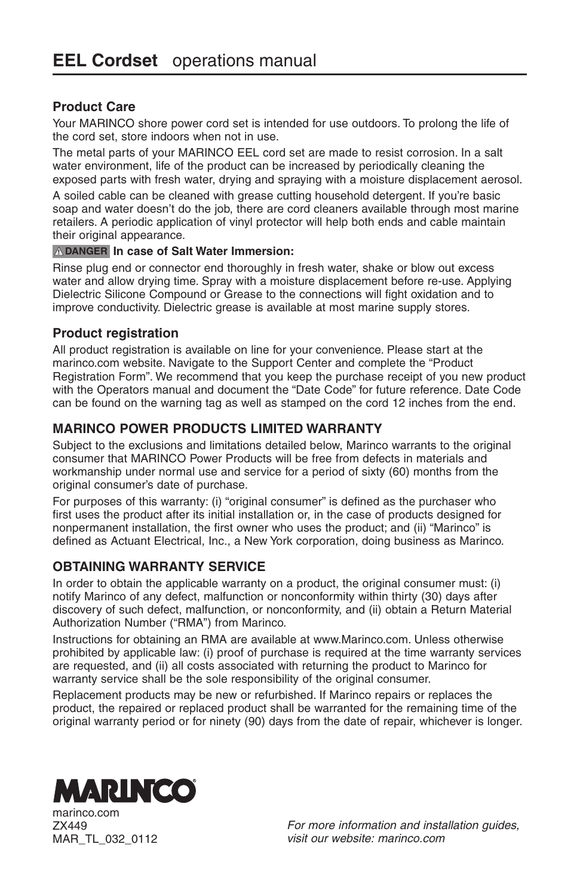# **EEL Cordset** operations manual

### Product Care

Your MARINCO shore power cord set is intended for use outdoors. To prolong the life of the cord set, store indoors when not in use.

The metal parts of your MARINCO EEL cord set are made to resist corrosion. In a salt water environment, life of the product can be increased by periodically cleaning the exposed parts with fresh water, drying and spraying with a moisture displacement aerosol.

A soiled cable can be cleaned with grease cutting household detergent. If you're basic soap and water doesn't do the job, there are cord cleaners available through most marine retailers. A periodic application of vinyl protector will help both ends and cable maintain their original appearance.

⚠ **DANGER** **In case of Salt Water Immersion:**

Rinse plug end or connector end thoroughly in fresh water, shake or blow out excess water and allow drying time. Spray with a moisture displacement before re-use. Applying Dielectric Silicone Compound or Grease to the connections will fight oxidation and to improve conductivity. Dielectric grease is available at most marine supply stores.

### Product registration

All product registration is available on line for your convenience. Please start at the marinco.com website. Navigate to the Support Center and complete the "Product Registration Form". We recommend that you keep the purchase receipt of you new product with the Operators manual and document the "Date Code" for future reference. Date Code can be found on the warning tag as well as stamped on the cord 12 inches from the end.

### MARINCO POWER PRODUCTS LIMITED WARRANTY

Subject to the exclusions and limitations detailed below, Marinco warrants to the original consumer that MARINCO Power Products will be free from defects in materials and workmanship under normal use and service for a period of sixty (60) months from the original consumer's date of purchase.

For purposes of this warranty: (i) "original consumer" is defined as the purchaser who first uses the product after its initial installation or, in the case of products designed for nonpermanent installation, the first owner who uses the product; and (ii) "Marinco" is defined as Actuant Electrical, Inc., a New York corporation, doing business as Marinco.

### OBTAINING WARRANTY SERVICE

In order to obtain the applicable warranty on a product, the original consumer must: (i) notify Marinco of any defect, malfunction or nonconformity within thirty (30) days after discovery of such defect, malfunction, or nonconformity, and (ii) obtain a Return Material Authorization Number ("RMA") from Marinco.

Instructions for obtaining an RMA are available at www.Marinco.com. Unless otherwise prohibited by applicable law: (i) proof of purchase is required at the time warranty services are requested, and (ii) all costs associated with returning the product to Marinco for warranty service shall be the sole responsibility of the original consumer.

Replacement products may be new or refurbished. If Marinco repairs or replaces the product, the repaired or replaced product shall be warranted for the remaining time of the original warranty period or for ninety (90) days from the date of repair, whichever is longer.

**MARINCO**

marinco.com
ZX449
MAR_TL_032_0112

*For more information and installation guides, visit our website: marinco.com*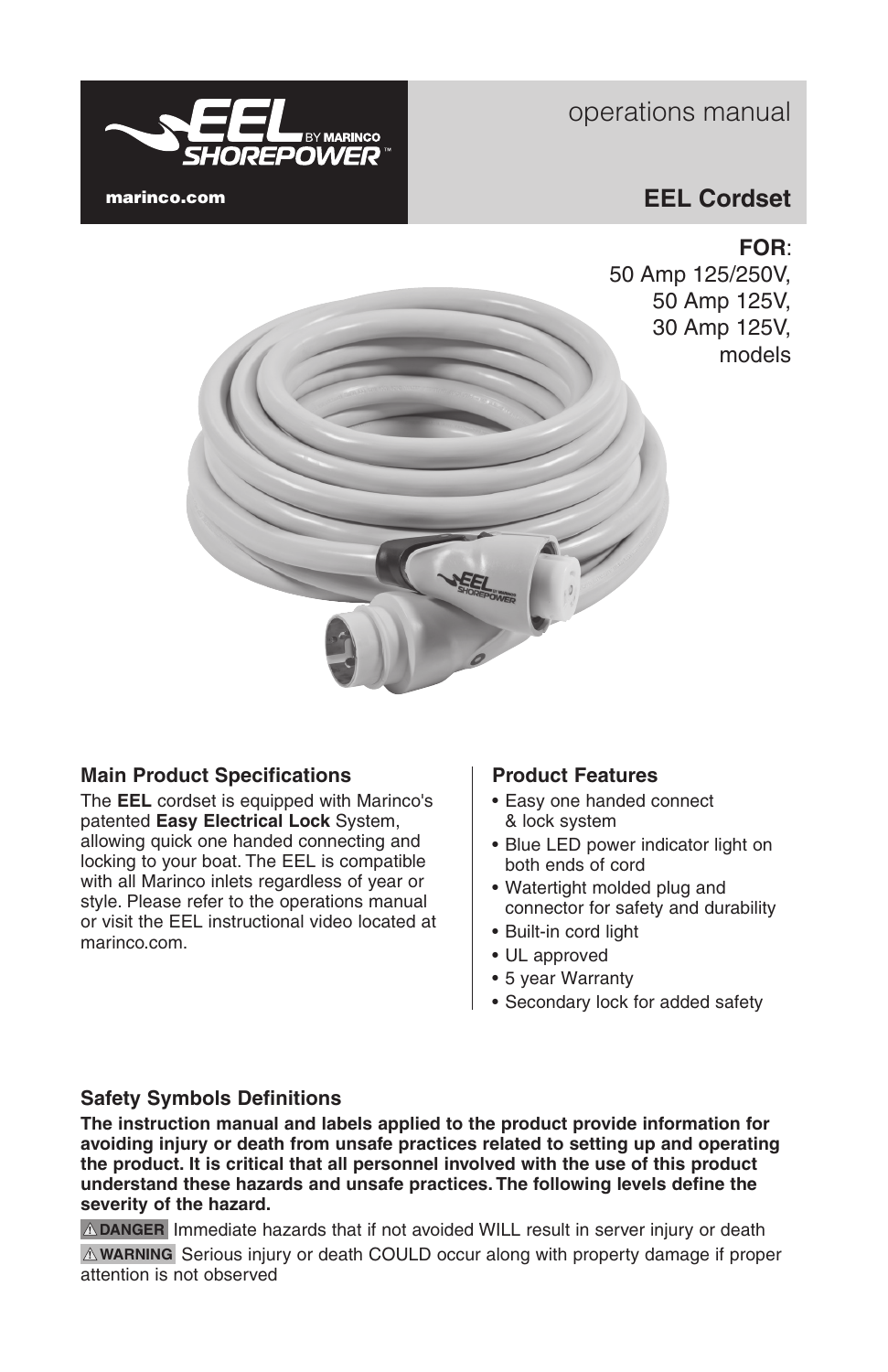EEL BY MARINCO SHOREPOWER™

marinco.com

# operations manual

## EEL Cordset

**FOR**:
50 Amp 125/250V,
50 Amp 125V,
30 Amp 125V,
models

### Main Product Specifications

The **EEL** cordset is equipped with Marinco's patented **Easy Electrical Lock** System, allowing quick one handed connecting and locking to your boat. The EEL is compatible with all Marinco inlets regardless of year or style. Please refer to the operations manual or visit the EEL instructional video located at marinco.com.

### Product Features

- Easy one handed connect & lock system
- Blue LED power indicator light on both ends of cord
- Watertight molded plug and connector for safety and durability
- Built-in cord light
- UL approved
- 5 year Warranty
- Secondary lock for added safety

### Safety Symbols Definitions

**The instruction manual and labels applied to the product provide information for avoiding injury or death from unsafe practices related to setting up and operating the product. It is critical that all personnel involved with the use of this product understand these hazards and unsafe practices. The following levels define the severity of the hazard.**

⚠ **DANGER** Immediate hazards that if not avoided WILL result in server injury or death

⚠ **WARNING** Serious injury or death COULD occur along with property damage if proper attention is not observed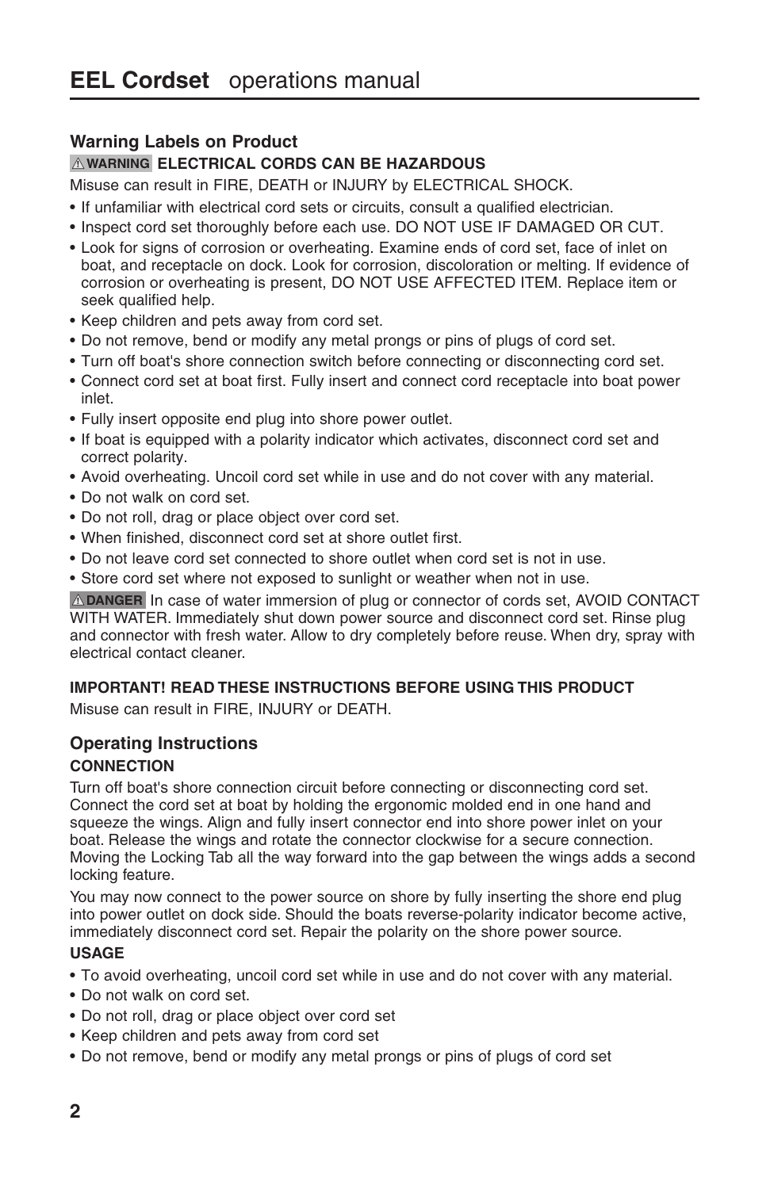# **EEL Cordset** operations manual

### Warning Labels on Product

**⚠ WARNING ELECTRICAL CORDS CAN BE HAZARDOUS**

Misuse can result in FIRE, DEATH or INJURY by ELECTRICAL SHOCK.

- If unfamiliar with electrical cord sets or circuits, consult a qualified electrician.
- Inspect cord set thoroughly before each use. DO NOT USE IF DAMAGED OR CUT.
- Look for signs of corrosion or overheating. Examine ends of cord set, face of inlet on boat, and receptacle on dock. Look for corrosion, discoloration or melting. If evidence of corrosion or overheating is present, DO NOT USE AFFECTED ITEM. Replace item or seek qualified help.
- Keep children and pets away from cord set.
- Do not remove, bend or modify any metal prongs or pins of plugs of cord set.
- Turn off boat's shore connection switch before connecting or disconnecting cord set.
- Connect cord set at boat first. Fully insert and connect cord receptacle into boat power inlet.
- Fully insert opposite end plug into shore power outlet.
- If boat is equipped with a polarity indicator which activates, disconnect cord set and correct polarity.
- Avoid overheating. Uncoil cord set while in use and do not cover with any material.
- Do not walk on cord set.
- Do not roll, drag or place object over cord set.
- When finished, disconnect cord set at shore outlet first.
- Do not leave cord set connected to shore outlet when cord set is not in use.
- Store cord set where not exposed to sunlight or weather when not in use.

**⚠ DANGER** In case of water immersion of plug or connector of cords set, AVOID CONTACT WITH WATER. Immediately shut down power source and disconnect cord set. Rinse plug and connector with fresh water. Allow to dry completely before reuse. When dry, spray with electrical contact cleaner.

**IMPORTANT! READ THESE INSTRUCTIONS BEFORE USING THIS PRODUCT**

Misuse can result in FIRE, INJURY or DEATH.

### Operating Instructions

**CONNECTION**

Turn off boat's shore connection circuit before connecting or disconnecting cord set. Connect the cord set at boat by holding the ergonomic molded end in one hand and squeeze the wings. Align and fully insert connector end into shore power inlet on your boat. Release the wings and rotate the connector clockwise for a secure connection. Moving the Locking Tab all the way forward into the gap between the wings adds a second locking feature.

You may now connect to the power source on shore by fully inserting the shore end plug into power outlet on dock side. Should the boats reverse-polarity indicator become active, immediately disconnect cord set. Repair the polarity on the shore power source.

**USAGE**

- To avoid overheating, uncoil cord set while in use and do not cover with any material.
- Do not walk on cord set.
- Do not roll, drag or place object over cord set
- Keep children and pets away from cord set
- Do not remove, bend or modify any metal prongs or pins of plugs of cord set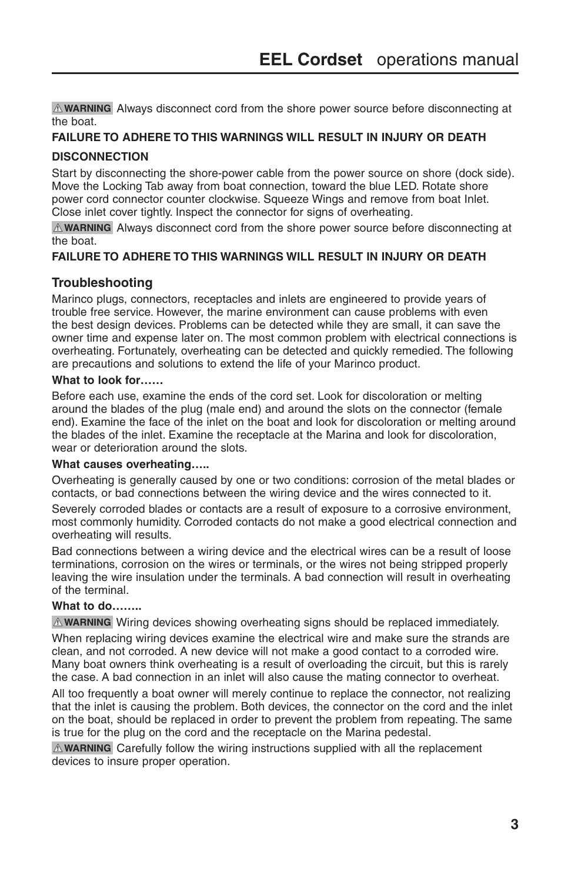**WARNING** Always disconnect cord from the shore power source before disconnecting at the boat.

**FAILURE TO ADHERE TO THIS WARNINGS WILL RESULT IN INJURY OR DEATH**

**DISCONNECTION**

Start by disconnecting the shore-power cable from the power source on shore (dock side). Move the Locking Tab away from boat connection, toward the blue LED. Rotate shore power cord connector counter clockwise. Squeeze Wings and remove from boat Inlet. Close inlet cover tightly. Inspect the connector for signs of overheating.

**WARNING** Always disconnect cord from the shore power source before disconnecting at the boat.

**FAILURE TO ADHERE TO THIS WARNINGS WILL RESULT IN INJURY OR DEATH**

## Troubleshooting

Marinco plugs, connectors, receptacles and inlets are engineered to provide years of trouble free service. However, the marine environment can cause problems with even the best design devices. Problems can be detected while they are small, it can save the owner time and expense later on. The most common problem with electrical connections is overheating. Fortunately, overheating can be detected and quickly remedied. The following are precautions and solutions to extend the life of your Marinco product.

**What to look for……**

Before each use, examine the ends of the cord set. Look for discoloration or melting around the blades of the plug (male end) and around the slots on the connector (female end). Examine the face of the inlet on the boat and look for discoloration or melting around the blades of the inlet. Examine the receptacle at the Marina and look for discoloration, wear or deterioration around the slots.

**What causes overheating…..**

Overheating is generally caused by one or two conditions: corrosion of the metal blades or contacts, or bad connections between the wiring device and the wires connected to it.

Severely corroded blades or contacts are a result of exposure to a corrosive environment, most commonly humidity. Corroded contacts do not make a good electrical connection and overheating will results.

Bad connections between a wiring device and the electrical wires can be a result of loose terminations, corrosion on the wires or terminals, or the wires not being stripped properly leaving the wire insulation under the terminals. A bad connection will result in overheating of the terminal.

**What to do……..**

**WARNING** Wiring devices showing overheating signs should be replaced immediately.

When replacing wiring devices examine the electrical wire and make sure the strands are clean, and not corroded. A new device will not make a good contact to a corroded wire. Many boat owners think overheating is a result of overloading the circuit, but this is rarely the case. A bad connection in an inlet will also cause the mating connector to overheat.

All too frequently a boat owner will merely continue to replace the connector, not realizing that the inlet is causing the problem. Both devices, the connector on the cord and the inlet on the boat, should be replaced in order to prevent the problem from repeating. The same is true for the plug on the cord and the receptacle on the Marina pedestal.

**WARNING** Carefully follow the wiring instructions supplied with all the replacement devices to insure proper operation.